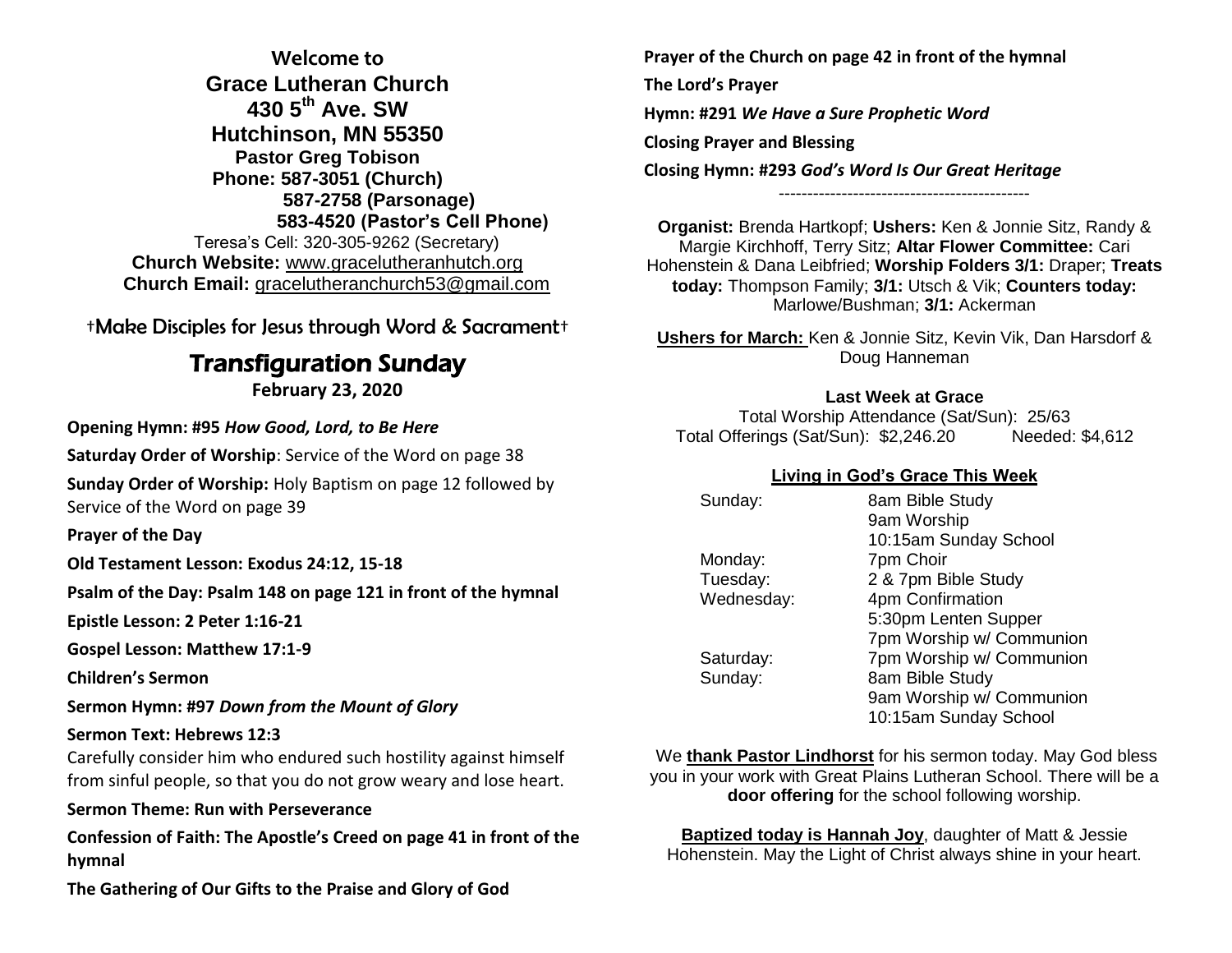**Welcome to**

# Grace Lutheran Church

**430 5th Ave. SW**
**Hutchinson, MN 55350**
**Pastor Greg Tobison**
**Phone: 587-3051 (Church)**
**587-2758 (Parsonage)**
**583-4520 (Pastor's Cell Phone)**

Teresa's Cell: 320-305-9262 (Secretary)
**Church Website:** www.gracelutheranhutch.org
**Church Email:** gracelutheranchurch53@gmail.com

†Make Disciples for Jesus through Word & Sacrament†

## Transfiguration Sunday

**February 23, 2020**

**Opening Hymn: #95** ***How Good, Lord, to Be Here***

**Saturday Order of Worship**: Service of the Word on page 38

**Sunday Order of Worship:** Holy Baptism on page 12 followed by Service of the Word on page 39

**Prayer of the Day**

**Old Testament Lesson: Exodus 24:12, 15-18**

**Psalm of the Day: Psalm 148 on page 121 in front of the hymnal**

**Epistle Lesson: 2 Peter 1:16-21**

**Gospel Lesson: Matthew 17:1-9**

**Children's Sermon**

**Sermon Hymn: #97** ***Down from the Mount of Glory***

**Sermon Text: Hebrews 12:3**
Carefully consider him who endured such hostility against himself from sinful people, so that you do not grow weary and lose heart.

**Sermon Theme: Run with Perseverance**

**Confession of Faith: The Apostle's Creed on page 41 in front of the hymnal**

**The Gathering of Our Gifts to the Praise and Glory of God**

**Prayer of the Church on page 42 in front of the hymnal**

**The Lord's Prayer**

**Hymn: #291** ***We Have a Sure Prophetic Word***

**Closing Prayer and Blessing**

**Closing Hymn: #293** ***God's Word Is Our Great Heritage***

---

**Organist:** Brenda Hartkopf; **Ushers:** Ken & Jonnie Sitz, Randy & Margie Kirchhoff, Terry Sitz; **Altar Flower Committee:** Cari Hohenstein & Dana Leibfried; **Worship Folders 3/1:** Draper; **Treats today:** Thompson Family; **3/1:** Utsch & Vik; **Counters today:** Marlowe/Bushman; **3/1:** Ackerman

**Ushers for March:** Ken & Jonnie Sitz, Kevin Vik, Dan Harsdorf & Doug Hanneman

**Last Week at Grace**
Total Worship Attendance (Sat/Sun): 25/63
Total Offerings (Sat/Sun): $2,246.20 Needed: $4,612

**Living in God's Grace This Week**

| | |
|---|---|
| Sunday: | 8am Bible Study |
| | 9am Worship |
| | 10:15am Sunday School |
| Monday: | 7pm Choir |
| Tuesday: | 2 & 7pm Bible Study |
| Wednesday: | 4pm Confirmation |
| | 5:30pm Lenten Supper |
| | 7pm Worship w/ Communion |
| Saturday: | 7pm Worship w/ Communion |
| Sunday: | 8am Bible Study |
| | 9am Worship w/ Communion |
| | 10:15am Sunday School |

We **thank Pastor Lindhorst** for his sermon today. May God bless you in your work with Great Plains Lutheran School. There will be a **door offering** for the school following worship.

**Baptized today is Hannah Joy**, daughter of Matt & Jessie Hohenstein. May the Light of Christ always shine in your heart.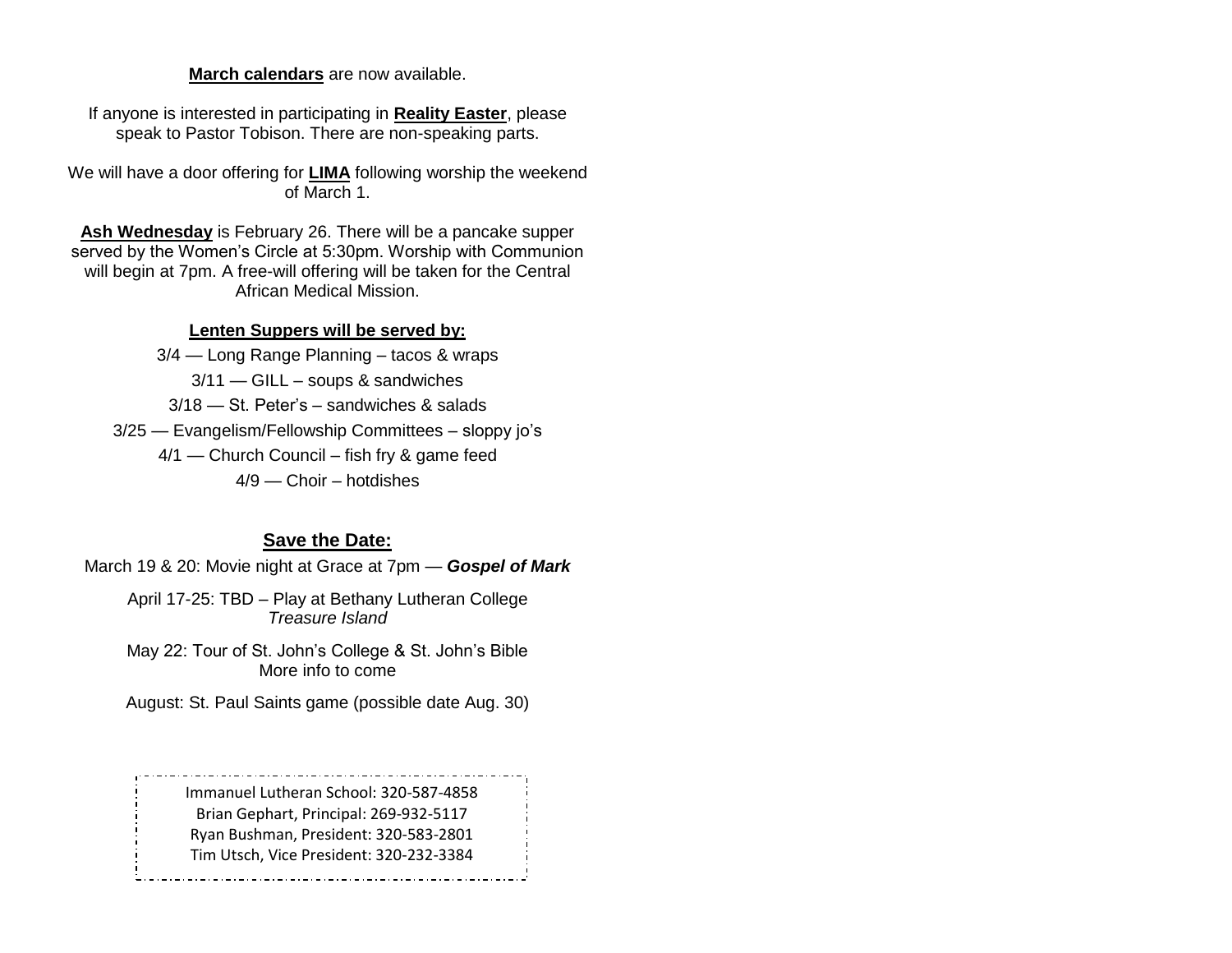**March calendars** are now available.

If anyone is interested in participating in **Reality Easter**, please speak to Pastor Tobison. There are non-speaking parts.

We will have a door offering for **LIMA** following worship the weekend of March 1.

**Ash Wednesday** is February 26. There will be a pancake supper served by the Women's Circle at 5:30pm. Worship with Communion will begin at 7pm. A free-will offering will be taken for the Central African Medical Mission.

**Lenten Suppers will be served by:**

3/4 — Long Range Planning – tacos & wraps

3/11 — GILL – soups & sandwiches

3/18 — St. Peter's – sandwiches & salads

3/25 — Evangelism/Fellowship Committees – sloppy jo's

4/1 — Church Council – fish fry & game feed

4/9 — Choir – hotdishes

## Save the Date:

March 19 & 20: Movie night at Grace at 7pm — ***Gospel of Mark***

April 17-25: TBD – Play at Bethany Lutheran College
*Treasure Island*

May 22: Tour of St. John's College & St. John's Bible
More info to come

August: St. Paul Saints game (possible date Aug. 30)

Immanuel Lutheran School: 320-587-4858
Brian Gephart, Principal: 269-932-5117
Ryan Bushman, President: 320-583-2801
Tim Utsch, Vice President: 320-232-3384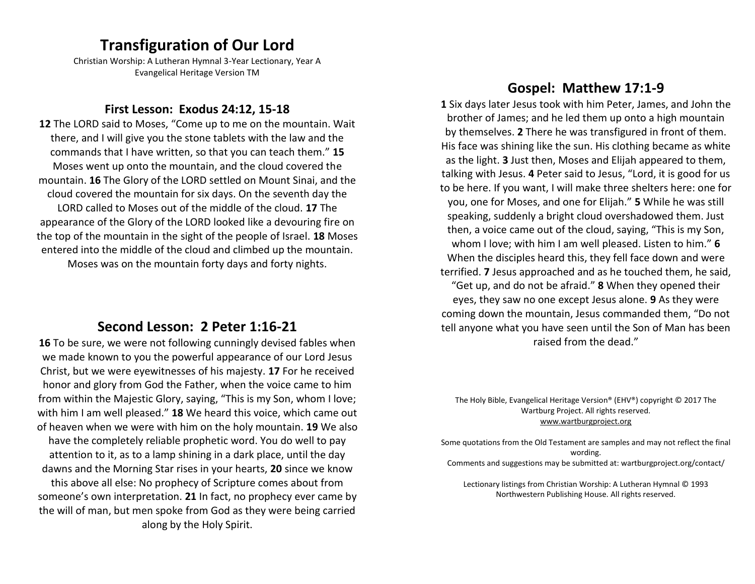# Transfiguration of Our Lord

Christian Worship: A Lutheran Hymnal 3-Year Lectionary, Year A
Evangelical Heritage Version TM

## First Lesson: Exodus 24:12, 15-18

**12** The LORD said to Moses, "Come up to me on the mountain. Wait there, and I will give you the stone tablets with the law and the commands that I have written, so that you can teach them." **15** Moses went up onto the mountain, and the cloud covered the mountain. **16** The Glory of the LORD settled on Mount Sinai, and the cloud covered the mountain for six days. On the seventh day the LORD called to Moses out of the middle of the cloud. **17** The appearance of the Glory of the LORD looked like a devouring fire on the top of the mountain in the sight of the people of Israel. **18** Moses entered into the middle of the cloud and climbed up the mountain. Moses was on the mountain forty days and forty nights.

## Second Lesson: 2 Peter 1:16-21

**16** To be sure, we were not following cunningly devised fables when we made known to you the powerful appearance of our Lord Jesus Christ, but we were eyewitnesses of his majesty. **17** For he received honor and glory from God the Father, when the voice came to him from within the Majestic Glory, saying, "This is my Son, whom I love; with him I am well pleased." **18** We heard this voice, which came out of heaven when we were with him on the holy mountain. **19** We also have the completely reliable prophetic word. You do well to pay attention to it, as to a lamp shining in a dark place, until the day dawns and the Morning Star rises in your hearts, **20** since we know this above all else: No prophecy of Scripture comes about from someone's own interpretation. **21** In fact, no prophecy ever came by the will of man, but men spoke from God as they were being carried along by the Holy Spirit.

## Gospel: Matthew 17:1-9

**1** Six days later Jesus took with him Peter, James, and John the brother of James; and he led them up onto a high mountain by themselves. **2** There he was transfigured in front of them. His face was shining like the sun. His clothing became as white as the light. **3** Just then, Moses and Elijah appeared to them, talking with Jesus. **4** Peter said to Jesus, "Lord, it is good for us to be here. If you want, I will make three shelters here: one for you, one for Moses, and one for Elijah." **5** While he was still speaking, suddenly a bright cloud overshadowed them. Just then, a voice came out of the cloud, saying, "This is my Son, whom I love; with him I am well pleased. Listen to him." **6** When the disciples heard this, they fell face down and were terrified. **7** Jesus approached and as he touched them, he said, "Get up, and do not be afraid." **8** When they opened their eyes, they saw no one except Jesus alone. **9** As they were coming down the mountain, Jesus commanded them, "Do not tell anyone what you have seen until the Son of Man has been raised from the dead."

The Holy Bible, Evangelical Heritage Version® (EHV®) copyright © 2017 The Wartburg Project. All rights reserved.
www.wartburgproject.org

Some quotations from the Old Testament are samples and may not reflect the final wording.
Comments and suggestions may be submitted at: wartburgproject.org/contact/

Lectionary listings from Christian Worship: A Lutheran Hymnal © 1993 Northwestern Publishing House. All rights reserved.